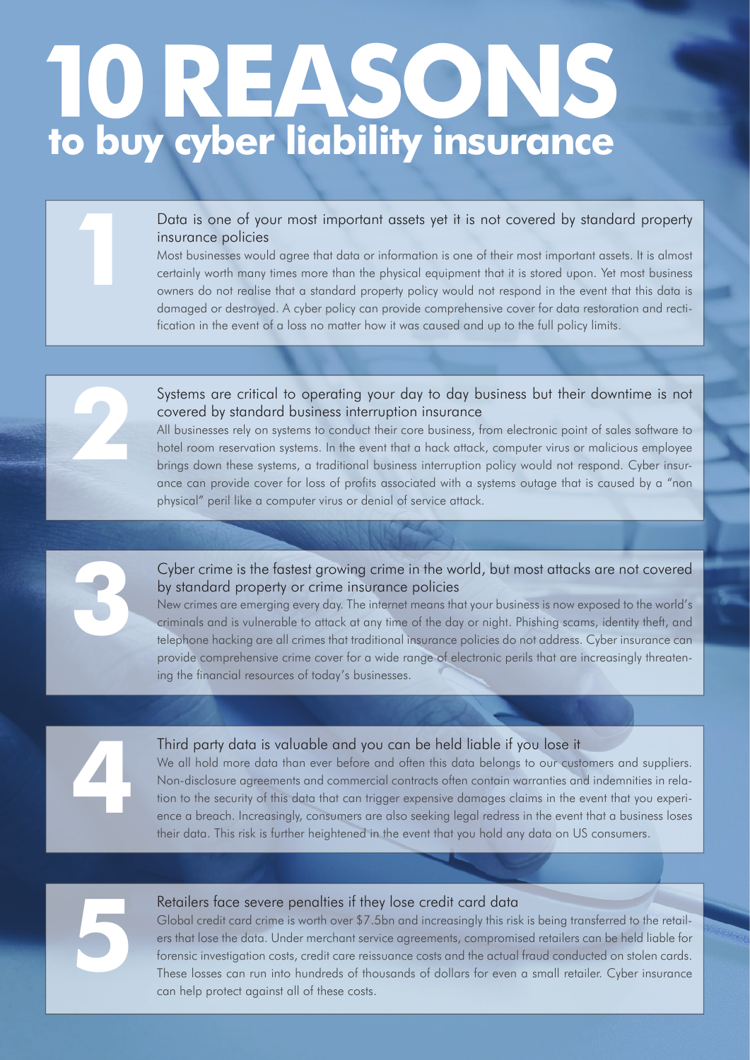# 10 REASONS

## to buy cyber liability insurance

### 1

**Data is one of your most important assets yet it is not covered by standard property insurance policies**

Most businesses would agree that data or information is one of their most important assets. It is almost certainly worth many times more than the physical equipment that it is stored upon. Yet most business owners do not realise that a standard property policy would not respond in the event that this data is damaged or destroyed. A cyber policy can provide comprehensive cover for data restoration and rectification in the event of a loss no matter how it was caused and up to the full policy limits.

### 2

**Systems are critical to operating your day to day business but their downtime is not covered by standard business interruption insurance**

All businesses rely on systems to conduct their core business, from electronic point of sales software to hotel room reservation systems. In the event that a hack attack, computer virus or malicious employee brings down these systems, a traditional business interruption policy would not respond. Cyber insurance can provide cover for loss of profits associated with a systems outage that is caused by a "non physical" peril like a computer virus or denial of service attack.

### 3

**Cyber crime is the fastest growing crime in the world, but most attacks are not covered by standard property or crime insurance policies**

New crimes are emerging every day. The internet means that your business is now exposed to the world's criminals and is vulnerable to attack at any time of the day or night. Phishing scams, identity theft, and telephone hacking are all crimes that traditional insurance policies do not address. Cyber insurance can provide comprehensive crime cover for a wide range of electronic perils that are increasingly threatening the financial resources of today's businesses.

### 4

**Third party data is valuable and you can be held liable if you lose it**

We all hold more data than ever before and often this data belongs to our customers and suppliers. Non-disclosure agreements and commercial contracts often contain warranties and indemnities in relation to the security of this data that can trigger expensive damages claims in the event that you experience a breach. Increasingly, consumers are also seeking legal redress in the event that a business loses their data. This risk is further heightened in the event that you hold any data on US consumers.

### 5

**Retailers face severe penalties if they lose credit card data**

Global credit card crime is worth over $7.5bn and increasingly this risk is being transferred to the retailers that lose the data. Under merchant service agreements, compromised retailers can be held liable for forensic investigation costs, credit care reissuance costs and the actual fraud conducted on stolen cards. These losses can run into hundreds of thousands of dollars for even a small retailer. Cyber insurance can help protect against all of these costs.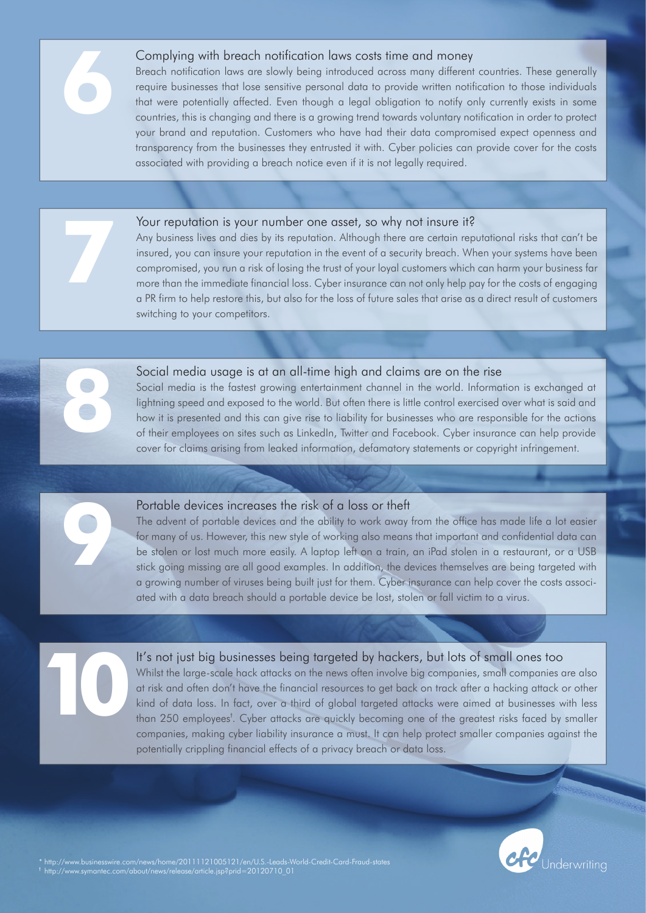## 6 Complying with breach notification laws costs time and money

Breach notification laws are slowly being introduced across many different countries. These generally require businesses that lose sensitive personal data to provide written notification to those individuals that were potentially affected. Even though a legal obligation to notify only currently exists in some countries, this is changing and there is a growing trend towards voluntary notification in order to protect your brand and reputation. Customers who have had their data compromised expect openness and transparency from the businesses they entrusted it with. Cyber policies can provide cover for the costs associated with providing a breach notice even if it is not legally required.

## 7 Your reputation is your number one asset, so why not insure it?

Any business lives and dies by its reputation. Although there are certain reputational risks that can't be insured, you can insure your reputation in the event of a security breach. When your systems have been compromised, you run a risk of losing the trust of your loyal customers which can harm your business far more than the immediate financial loss. Cyber insurance can not only help pay for the costs of engaging a PR firm to help restore this, but also for the loss of future sales that arise as a direct result of customers switching to your competitors.

## 8 Social media usage is at an all-time high and claims are on the rise

Social media is the fastest growing entertainment channel in the world. Information is exchanged at lightning speed and exposed to the world. But often there is little control exercised over what is said and how it is presented and this can give rise to liability for businesses who are responsible for the actions of their employees on sites such as LinkedIn, Twitter and Facebook. Cyber insurance can help provide cover for claims arising from leaked information, defamatory statements or copyright infringement.

## 9 Portable devices increases the risk of a loss or theft

The advent of portable devices and the ability to work away from the office has made life a lot easier for many of us. However, this new style of working also means that important and confidential data can be stolen or lost much more easily. A laptop left on a train, an iPad stolen in a restaurant, or a USB stick going missing are all good examples. In addition, the devices themselves are being targeted with a growing number of viruses being built just for them. Cyber insurance can help cover the costs associated with a data breach should a portable device be lost, stolen or fall victim to a virus.

## 10 It's not just big businesses being targeted by hackers, but lots of small ones too

Whilst the large-scale hack attacks on the news often involve big companies, small companies are also at risk and often don't have the financial resources to get back on track after a hacking attack or other kind of data loss. In fact, over a third of global targeted attacks were aimed at businesses with less than 250 employees[†]. Cyber attacks are quickly becoming one of the greatest risks faced by smaller companies, making cyber liability insurance a must. It can help protect smaller companies against the potentially crippling financial effects of a privacy breach or data loss.

* http://www.businesswire.com/news/home/20111121005121/en/U.S.-Leads-World-Credit-Card-Fraud-states
† http://www.symantec.com/about/news/release/article.jsp?prid=20120710_01

cfc Underwriting